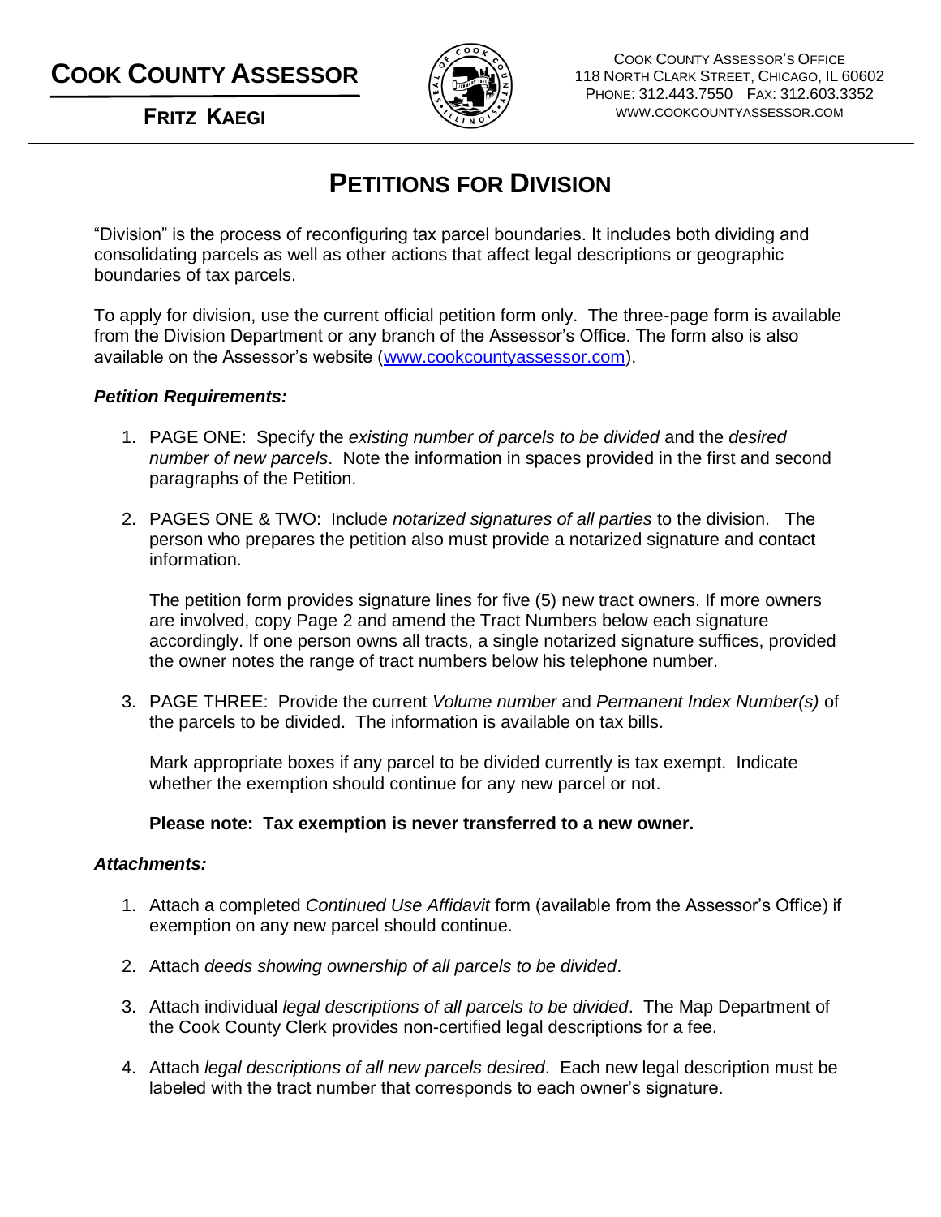**COOK COUNTY ASSESSOR**

**FRITZ KAEGI**

COOK COUNTY ASSESSOR'S OFFICE
118 NORTH CLARK STREET, CHICAGO, IL 60602
PHONE: 312.443.7550 FAX: 312.603.3352
WWW.COOKCOUNTYASSESSOR.COM

# PETITIONS FOR DIVISION

"Division" is the process of reconfiguring tax parcel boundaries. It includes both dividing and consolidating parcels as well as other actions that affect legal descriptions or geographic boundaries of tax parcels.

To apply for division, use the current official petition form only. The three-page form is available from the Division Department or any branch of the Assessor's Office. The form also is also available on the Assessor's website ([www.cookcountyassessor.com](http://www.cookcountyassessor.com)).

***Petition Requirements:***

1. PAGE ONE: Specify the *existing number of parcels to be divided* and the *desired number of new parcels*. Note the information in spaces provided in the first and second paragraphs of the Petition.

2. PAGES ONE & TWO: Include *notarized signatures of all parties* to the division. The person who prepares the petition also must provide a notarized signature and contact information.

   The petition form provides signature lines for five (5) new tract owners. If more owners are involved, copy Page 2 and amend the Tract Numbers below each signature accordingly. If one person owns all tracts, a single notarized signature suffices, provided the owner notes the range of tract numbers below his telephone number.

3. PAGE THREE: Provide the current *Volume number* and *Permanent Index Number(s)* of the parcels to be divided. The information is available on tax bills.

   Mark appropriate boxes if any parcel to be divided currently is tax exempt. Indicate whether the exemption should continue for any new parcel or not.

   **Please note: Tax exemption is never transferred to a new owner.**

***Attachments:***

1. Attach a completed *Continued Use Affidavit* form (available from the Assessor's Office) if exemption on any new parcel should continue.

2. Attach *deeds showing ownership of all parcels to be divided*.

3. Attach individual *legal descriptions of all parcels to be divided*. The Map Department of the Cook County Clerk provides non-certified legal descriptions for a fee.

4. Attach *legal descriptions of all new parcels desired*. Each new legal description must be labeled with the tract number that corresponds to each owner's signature.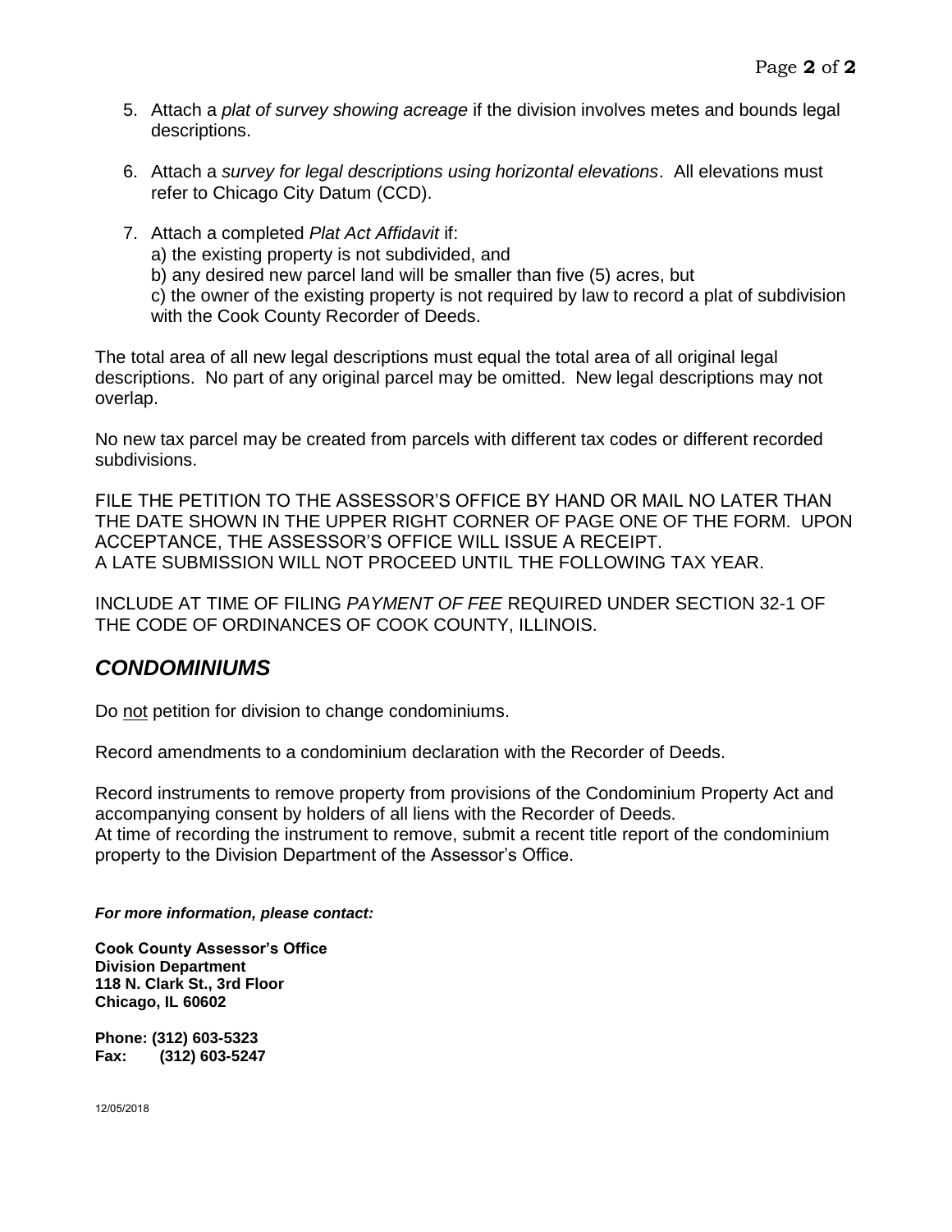5. Attach a *plat of survey showing acreage* if the division involves metes and bounds legal descriptions.

6. Attach a *survey for legal descriptions using horizontal elevations*. All elevations must refer to Chicago City Datum (CCD).

7. Attach a completed *Plat Act Affidavit* if:
   a) the existing property is not subdivided, and
   b) any desired new parcel land will be smaller than five (5) acres, but
   c) the owner of the existing property is not required by law to record a plat of subdivision with the Cook County Recorder of Deeds.

The total area of all new legal descriptions must equal the total area of all original legal descriptions. No part of any original parcel may be omitted. New legal descriptions may not overlap.

No new tax parcel may be created from parcels with different tax codes or different recorded subdivisions.

FILE THE PETITION TO THE ASSESSOR'S OFFICE BY HAND OR MAIL NO LATER THAN THE DATE SHOWN IN THE UPPER RIGHT CORNER OF PAGE ONE OF THE FORM. UPON ACCEPTANCE, THE ASSESSOR'S OFFICE WILL ISSUE A RECEIPT.
A LATE SUBMISSION WILL NOT PROCEED UNTIL THE FOLLOWING TAX YEAR.

INCLUDE AT TIME OF FILING *PAYMENT OF FEE* REQUIRED UNDER SECTION 32-1 OF THE CODE OF ORDINANCES OF COOK COUNTY, ILLINOIS.

## *CONDOMINIUMS*

Do not petition for division to change condominiums.

Record amendments to a condominium declaration with the Recorder of Deeds.

Record instruments to remove property from provisions of the Condominium Property Act and accompanying consent by holders of all liens with the Recorder of Deeds.
At time of recording the instrument to remove, submit a recent title report of the condominium property to the Division Department of the Assessor's Office.

***For more information, please contact:***

**Cook County Assessor's Office**
**Division Department**
**118 N. Clark St., 3rd Floor**
**Chicago, IL 60602**

**Phone: (312) 603-5323**
**Fax: (312) 603-5247**

12/05/2018